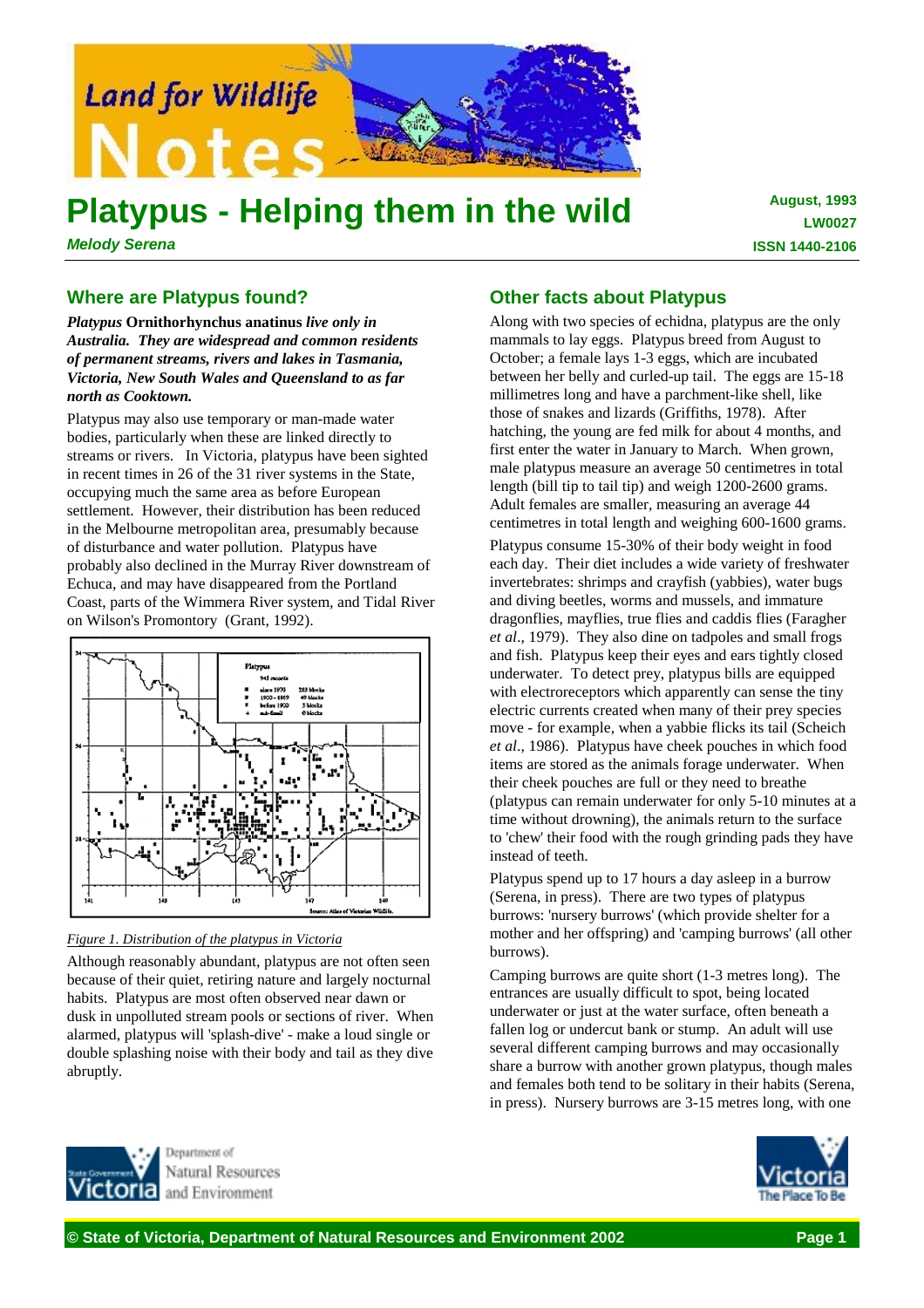# Platypus - Helping them in the wild

*Melody Serena*

**August, 1993**
**LW0027**
**ISSN 1440-2106**

## Where are Platypus found?

***Platypus* Ornithorhynchus anatinus *live only in Australia. They are widespread and common residents of permanent streams, rivers and lakes in Tasmania, Victoria, New South Wales and Queensland to as far north as Cooktown.***

Platypus may also use temporary or man-made water bodies, particularly when these are linked directly to streams or rivers. In Victoria, platypus have been sighted in recent times in 26 of the 31 river systems in the State, occupying much the same area as before European settlement. However, their distribution has been reduced in the Melbourne metropolitan area, presumably because of disturbance and water pollution. Platypus have probably also declined in the Murray River downstream of Echuca, and may have disappeared from the Portland Coast, parts of the Wimmera River system, and Tidal River on Wilson's Promontory (Grant, 1992).

*Figure 1. Distribution of the platypus in Victoria*

Although reasonably abundant, platypus are not often seen because of their quiet, retiring nature and largely nocturnal habits. Platypus are most often observed near dawn or dusk in unpolluted stream pools or sections of river. When alarmed, platypus will 'splash-dive' - make a loud single or double splashing noise with their body and tail as they dive abruptly.

## Other facts about Platypus

Along with two species of echidna, platypus are the only mammals to lay eggs. Platypus breed from August to October; a female lays 1-3 eggs, which are incubated between her belly and curled-up tail. The eggs are 15-18 millimetres long and have a parchment-like shell, like those of snakes and lizards (Griffiths, 1978). After hatching, the young are fed milk for about 4 months, and first enter the water in January to March. When grown, male platypus measure an average 50 centimetres in total length (bill tip to tail tip) and weigh 1200-2600 grams. Adult females are smaller, measuring an average 44 centimetres in total length and weighing 600-1600 grams.

Platypus consume 15-30% of their body weight in food each day. Their diet includes a wide variety of freshwater invertebrates: shrimps and crayfish (yabbies), water bugs and diving beetles, worms and mussels, and immature dragonflies, mayflies, true flies and caddis flies (Faragher *et al*., 1979). They also dine on tadpoles and small frogs and fish. Platypus keep their eyes and ears tightly closed underwater. To detect prey, platypus bills are equipped with electroreceptors which apparently can sense the tiny electric currents created when many of their prey species move - for example, when a yabbie flicks its tail (Scheich *et al*., 1986). Platypus have cheek pouches in which food items are stored as the animals forage underwater. When their cheek pouches are full or they need to breathe (platypus can remain underwater for only 5-10 minutes at a time without drowning), the animals return to the surface to 'chew' their food with the rough grinding pads they have instead of teeth.

Platypus spend up to 17 hours a day asleep in a burrow (Serena, in press). There are two types of platypus burrows: 'nursery burrows' (which provide shelter for a mother and her offspring) and 'camping burrows' (all other burrows).

Camping burrows are quite short (1-3 metres long). The entrances are usually difficult to spot, being located underwater or just at the water surface, often beneath a fallen log or undercut bank or stump. An adult will use several different camping burrows and may occasionally share a burrow with another grown platypus, though males and females both tend to be solitary in their habits (Serena, in press). Nursery burrows are 3-15 metres long, with one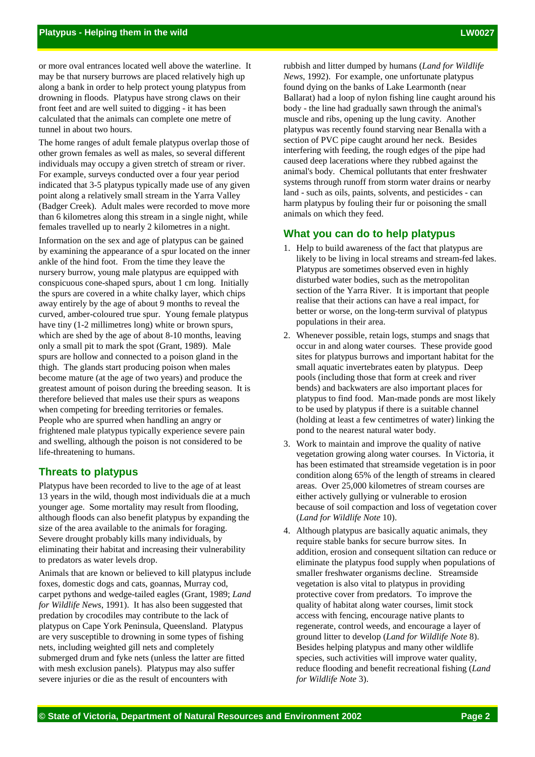or more oval entrances located well above the waterline. It may be that nursery burrows are placed relatively high up along a bank in order to help protect young platypus from drowning in floods. Platypus have strong claws on their front feet and are well suited to digging - it has been calculated that the animals can complete one metre of tunnel in about two hours.

The home ranges of adult female platypus overlap those of other grown females as well as males, so several different individuals may occupy a given stretch of stream or river. For example, surveys conducted over a four year period indicated that 3-5 platypus typically made use of any given point along a relatively small stream in the Yarra Valley (Badger Creek). Adult males were recorded to move more than 6 kilometres along this stream in a single night, while females travelled up to nearly 2 kilometres in a night.

Information on the sex and age of platypus can be gained by examining the appearance of a spur located on the inner ankle of the hind foot. From the time they leave the nursery burrow, young male platypus are equipped with conspicuous cone-shaped spurs, about 1 cm long. Initially the spurs are covered in a white chalky layer, which chips away entirely by the age of about 9 months to reveal the curved, amber-coloured true spur. Young female platypus have tiny (1-2 millimetres long) white or brown spurs, which are shed by the age of about 8-10 months, leaving only a small pit to mark the spot (Grant, 1989). Male spurs are hollow and connected to a poison gland in the thigh. The glands start producing poison when males become mature (at the age of two years) and produce the greatest amount of poison during the breeding season. It is therefore believed that males use their spurs as weapons when competing for breeding territories or females. People who are spurred when handling an angry or frightened male platypus typically experience severe pain and swelling, although the poison is not considered to be life-threatening to humans.

## Threats to platypus

Platypus have been recorded to live to the age of at least 13 years in the wild, though most individuals die at a much younger age. Some mortality may result from flooding, although floods can also benefit platypus by expanding the size of the area available to the animals for foraging. Severe drought probably kills many individuals, by eliminating their habitat and increasing their vulnerability to predators as water levels drop.

Animals that are known or believed to kill platypus include foxes, domestic dogs and cats, goannas, Murray cod, carpet pythons and wedge-tailed eagles (Grant, 1989; *Land for Wildlife News*, 1991). It has also been suggested that predation by crocodiles may contribute to the lack of platypus on Cape York Peninsula, Queensland. Platypus are very susceptible to drowning in some types of fishing nets, including weighted gill nets and completely submerged drum and fyke nets (unless the latter are fitted with mesh exclusion panels). Platypus may also suffer severe injuries or die as the result of encounters with rubbish and litter dumped by humans (*Land for Wildlife News*, 1992). For example, one unfortunate platypus found dying on the banks of Lake Learmonth (near Ballarat) had a loop of nylon fishing line caught around his body - the line had gradually sawn through the animal's muscle and ribs, opening up the lung cavity. Another platypus was recently found starving near Benalla with a section of PVC pipe caught around her neck. Besides interfering with feeding, the rough edges of the pipe had caused deep lacerations where they rubbed against the animal's body. Chemical pollutants that enter freshwater systems through runoff from storm water drains or nearby land - such as oils, paints, solvents, and pesticides - can harm platypus by fouling their fur or poisoning the small animals on which they feed.

## What you can do to help platypus

1. Help to build awareness of the fact that platypus are likely to be living in local streams and stream-fed lakes. Platypus are sometimes observed even in highly disturbed water bodies, such as the metropolitan section of the Yarra River. It is important that people realise that their actions can have a real impact, for better or worse, on the long-term survival of platypus populations in their area.
2. Whenever possible, retain logs, stumps and snags that occur in and along water courses. These provide good sites for platypus burrows and important habitat for the small aquatic invertebrates eaten by platypus. Deep pools (including those that form at creek and river bends) and backwaters are also important places for platypus to find food. Man-made ponds are most likely to be used by platypus if there is a suitable channel (holding at least a few centimetres of water) linking the pond to the nearest natural water body.
3. Work to maintain and improve the quality of native vegetation growing along water courses. In Victoria, it has been estimated that streamside vegetation is in poor condition along 65% of the length of streams in cleared areas. Over 25,000 kilometres of stream courses are either actively gullying or vulnerable to erosion because of soil compaction and loss of vegetation cover (*Land for Wildlife Note* 10).
4. Although platypus are basically aquatic animals, they require stable banks for secure burrow sites. In addition, erosion and consequent siltation can reduce or eliminate the platypus food supply when populations of smaller freshwater organisms decline. Streamside vegetation is also vital to platypus in providing protective cover from predators. To improve the quality of habitat along water courses, limit stock access with fencing, encourage native plants to regenerate, control weeds, and encourage a layer of ground litter to develop (*Land for Wildlife Note* 8). Besides helping platypus and many other wildlife species, such activities will improve water quality, reduce flooding and benefit recreational fishing (*Land for Wildlife Note* 3).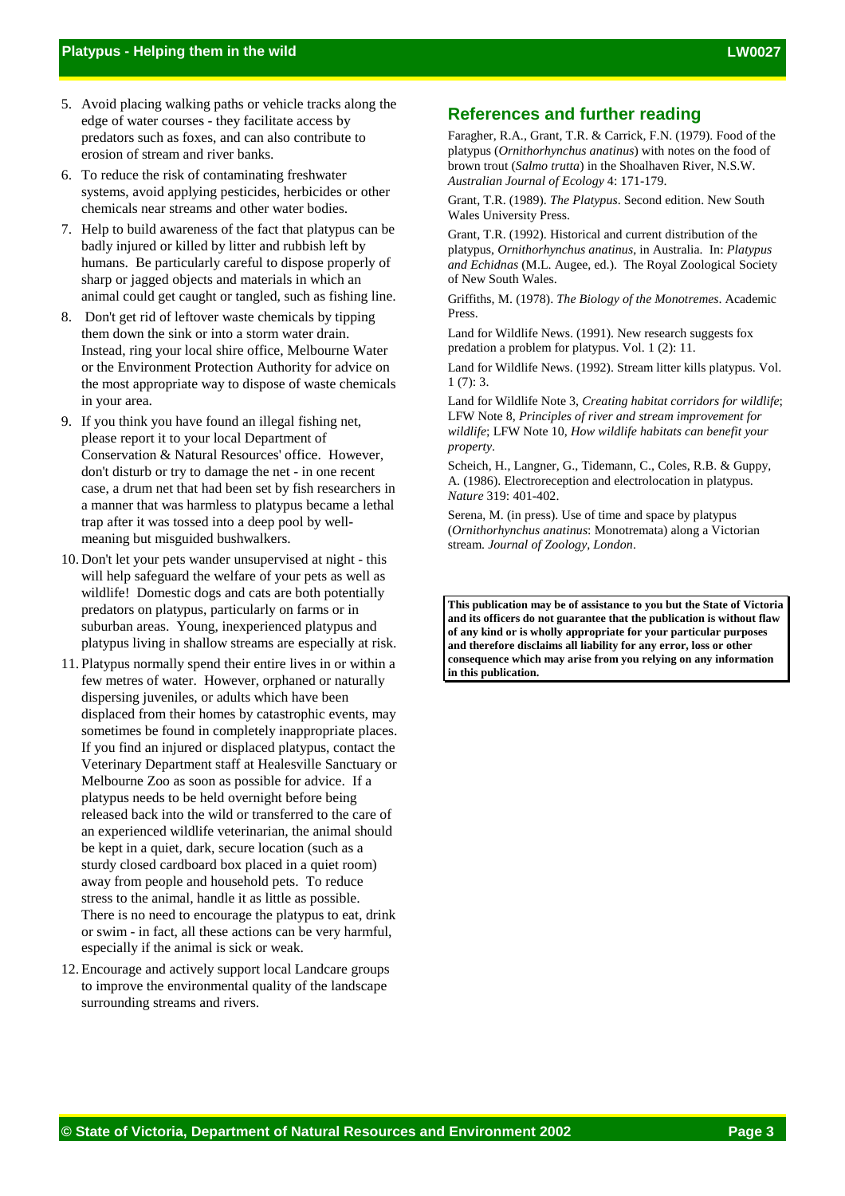5. Avoid placing walking paths or vehicle tracks along the edge of water courses - they facilitate access by predators such as foxes, and can also contribute to erosion of stream and river banks.
6. To reduce the risk of contaminating freshwater systems, avoid applying pesticides, herbicides or other chemicals near streams and other water bodies.
7. Help to build awareness of the fact that platypus can be badly injured or killed by litter and rubbish left by humans. Be particularly careful to dispose properly of sharp or jagged objects and materials in which an animal could get caught or tangled, such as fishing line.
8. Don't get rid of leftover waste chemicals by tipping them down the sink or into a storm water drain. Instead, ring your local shire office, Melbourne Water or the Environment Protection Authority for advice on the most appropriate way to dispose of waste chemicals in your area.
9. If you think you have found an illegal fishing net, please report it to your local Department of Conservation & Natural Resources' office. However, don't disturb or try to damage the net - in one recent case, a drum net that had been set by fish researchers in a manner that was harmless to platypus became a lethal trap after it was tossed into a deep pool by well-meaning but misguided bushwalkers.
10. Don't let your pets wander unsupervised at night - this will help safeguard the welfare of your pets as well as wildlife! Domestic dogs and cats are both potentially predators on platypus, particularly on farms or in suburban areas. Young, inexperienced platypus and platypus living in shallow streams are especially at risk.
11. Platypus normally spend their entire lives in or within a few metres of water. However, orphaned or naturally dispersing juveniles, or adults which have been displaced from their homes by catastrophic events, may sometimes be found in completely inappropriate places. If you find an injured or displaced platypus, contact the Veterinary Department staff at Healesville Sanctuary or Melbourne Zoo as soon as possible for advice. If a platypus needs to be held overnight before being released back into the wild or transferred to the care of an experienced wildlife veterinarian, the animal should be kept in a quiet, dark, secure location (such as a sturdy closed cardboard box placed in a quiet room) away from people and household pets. To reduce stress to the animal, handle it as little as possible. There is no need to encourage the platypus to eat, drink or swim - in fact, all these actions can be very harmful, especially if the animal is sick or weak.
12. Encourage and actively support local Landcare groups to improve the environmental quality of the landscape surrounding streams and rivers.

## References and further reading

Faragher, R.A., Grant, T.R. & Carrick, F.N. (1979). Food of the platypus (*Ornithorhynchus anatinus*) with notes on the food of brown trout (*Salmo trutta*) in the Shoalhaven River, N.S.W. *Australian Journal of Ecology* 4: 171-179.

Grant, T.R. (1989). *The Platypus*. Second edition. New South Wales University Press.

Grant, T.R. (1992). Historical and current distribution of the platypus, *Ornithorhynchus anatinus*, in Australia. In: *Platypus and Echidnas* (M.L. Augee, ed.). The Royal Zoological Society of New South Wales.

Griffiths, M. (1978). *The Biology of the Monotremes*. Academic Press.

Land for Wildlife News. (1991). New research suggests fox predation a problem for platypus. Vol. 1 (2): 11.

Land for Wildlife News. (1992). Stream litter kills platypus. Vol. 1 (7): 3.

Land for Wildlife Note 3, *Creating habitat corridors for wildlife*; LFW Note 8, *Principles of river and stream improvement for wildlife*; LFW Note 10, *How wildlife habitats can benefit your property*.

Scheich, H., Langner, G., Tidemann, C., Coles, R.B. & Guppy, A. (1986). Electroreception and electrolocation in platypus. *Nature* 319: 401-402.

Serena, M. (in press). Use of time and space by platypus (*Ornithorhynchus anatinus*: Monotremata) along a Victorian stream. *Journal of Zoology, London*.

**This publication may be of assistance to you but the State of Victoria and its officers do not guarantee that the publication is without flaw of any kind or is wholly appropriate for your particular purposes and therefore disclaims all liability for any error, loss or other consequence which may arise from you relying on any information in this publication.**